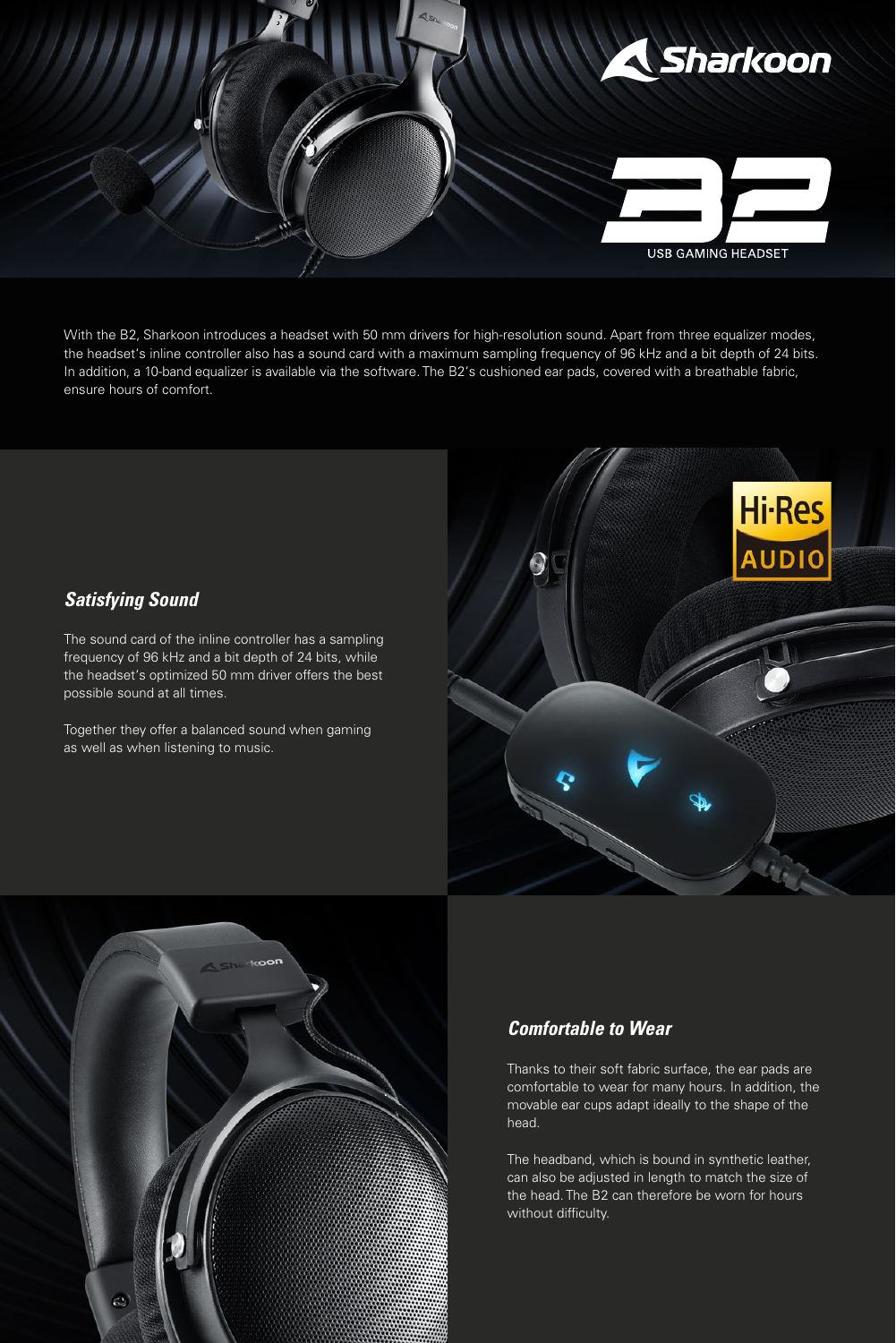# Sharkoon B2

USB GAMING HEADSET

With the B2, Sharkoon introduces a headset with 50 mm drivers for high-resolution sound. Apart from three equalizer modes, the headset's inline controller also has a sound card with a maximum sampling frequency of 96 kHz and a bit depth of 24 bits. In addition, a 10-band equalizer is available via the software. The B2's cushioned ear pads, covered with a breathable fabric, ensure hours of comfort.

## *Satisfying Sound*

The sound card of the inline controller has a sampling frequency of 96 kHz and a bit depth of 24 bits, while the headset's optimized 50 mm driver offers the best possible sound at all times.

Together they offer a balanced sound when gaming as well as when listening to music.

Hi-Res AUDIO

## *Comfortable to Wear*

Thanks to their soft fabric surface, the ear pads are comfortable to wear for many hours. In addition, the movable ear cups adapt ideally to the shape of the head.

The headband, which is bound in synthetic leather, can also be adjusted in length to match the size of the head. The B2 can therefore be worn for hours without difficulty.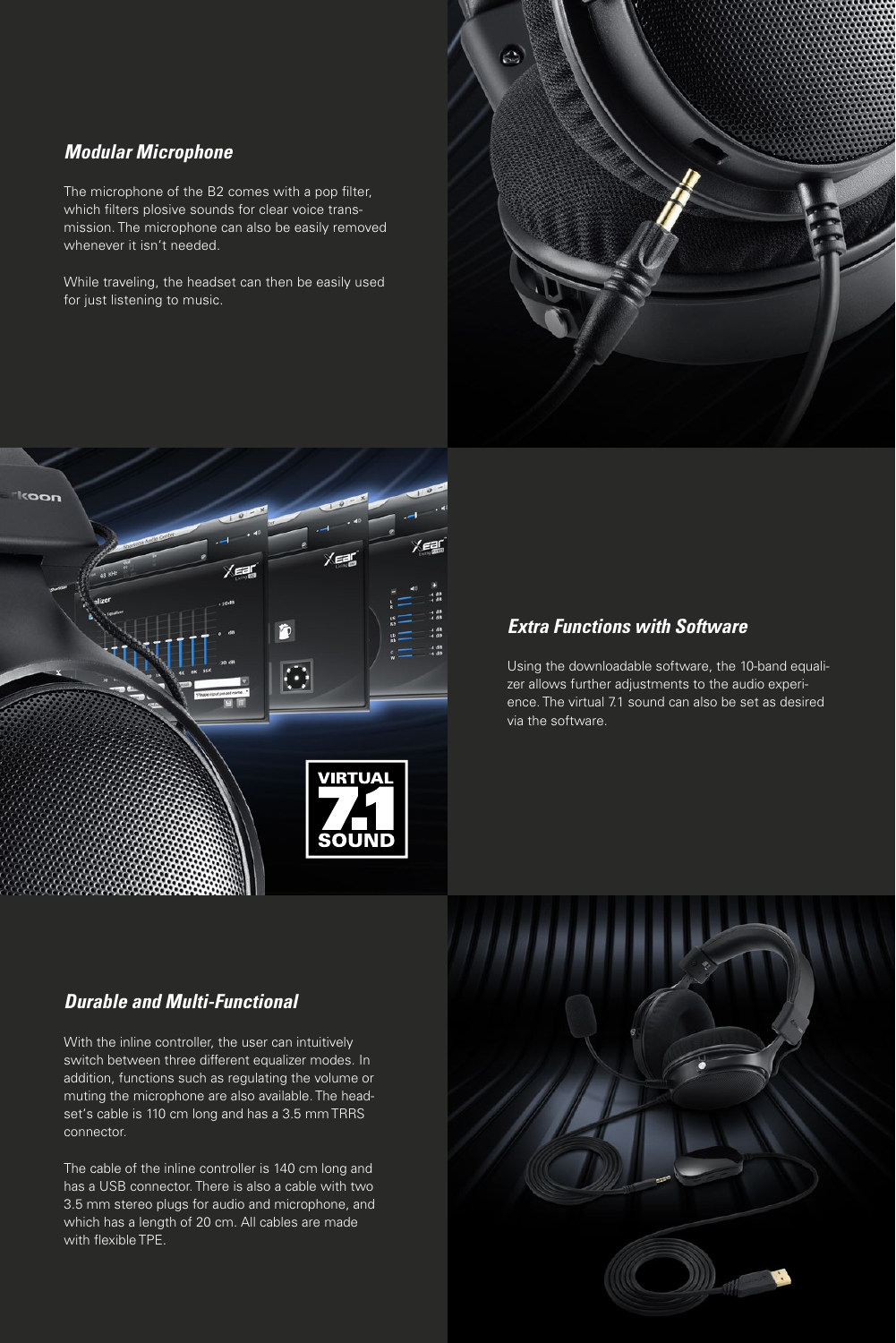## *Modular Microphone*

The microphone of the B2 comes with a pop filter, which filters plosive sounds for clear voice transmission. The microphone can also be easily removed whenever it isn't needed.

While traveling, the headset can then be easily used for just listening to music.

## *Extra Functions with Software*

Using the downloadable software, the 10-band equalizer allows further adjustments to the audio experience. The virtual 7.1 sound can also be set as desired via the software.

## *Durable and Multi-Functional*

With the inline controller, the user can intuitively switch between three different equalizer modes. In addition, functions such as regulating the volume or muting the microphone are also available. The headset's cable is 110 cm long and has a 3.5 mm TRRS connector.

The cable of the inline controller is 140 cm long and has a USB connector. There is also a cable with two 3.5 mm stereo plugs for audio and microphone, and which has a length of 20 cm. All cables are made with flexible TPE.